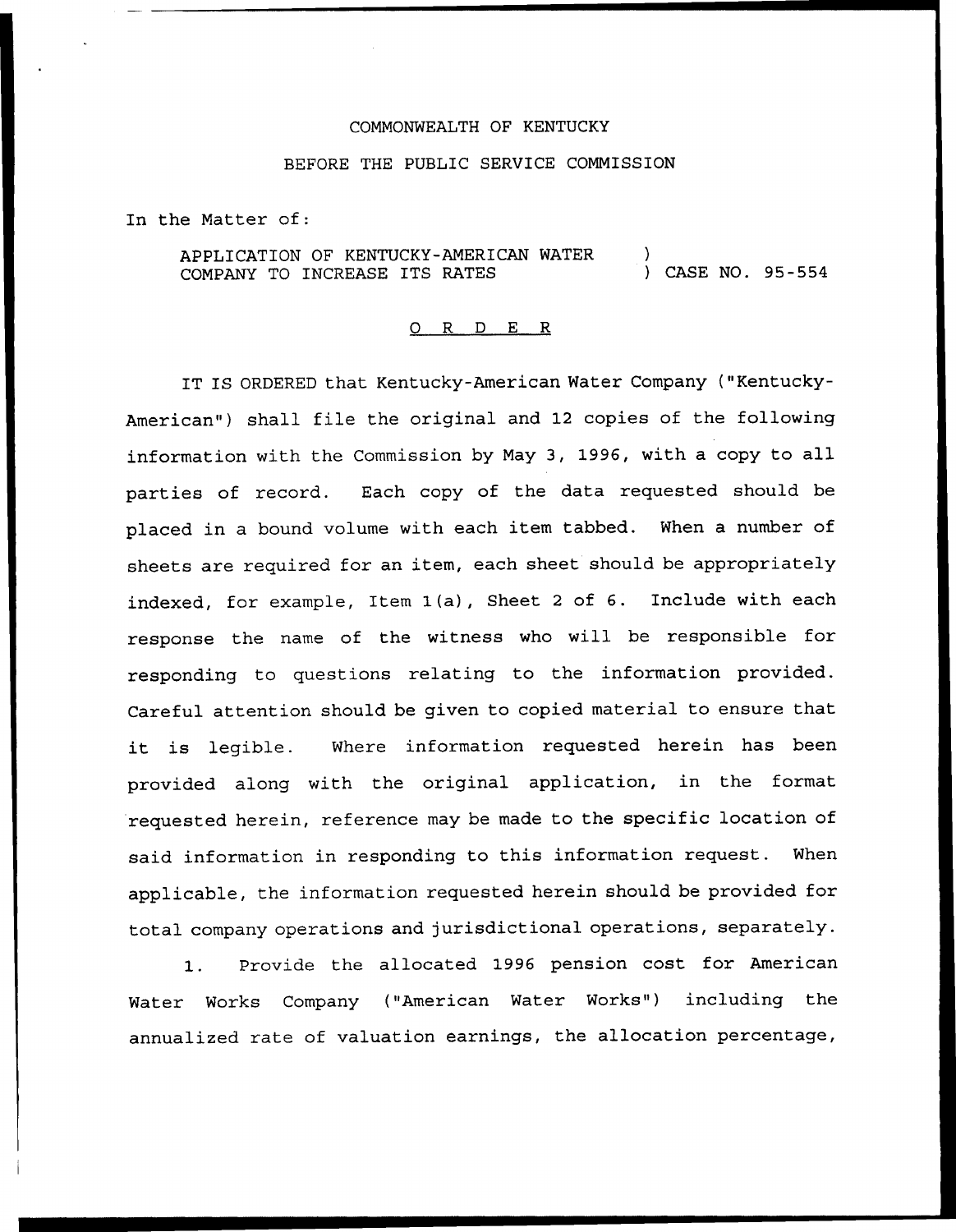COMMONWEALTH OF KENTUCKY

BEFORE THE PUBLIC SERVICE COMMISSION

In the Matter of:

APPLICATION OF KENTUCKY-AMERICAN WATER COMPANY TO INCREASE ITS RATES ) CASE NO. 95-554

O R D E R

IT IS ORDERED that Kentucky-American Water Company ("Kentucky-American") shall file the original and 12 copies of the following information with the Commission by May 3, 1996, with a copy to all parties of record. Each copy of the data requested should be placed in a bound volume with each item tabbed. When a number of sheets are required for an item, each sheet should be appropriately indexed, for example, Item 1(a), Sheet 2 of 6. Include with each response the name of the witness who will be responsible for responding to questions relating to the information provided. Careful attention should be given to copied material to ensure that it is legible. Where information requested herein has been provided along with the original application, in the format requested herein, reference may be made to the specific location of said information in responding to this information request. When applicable, the information requested herein should be provided for total company operations and jurisdictional operations, separately.

1. Provide the allocated 1996 pension cost for American Water Works Company ("American Water Works") including the annualized rate of valuation earnings, the allocation percentage,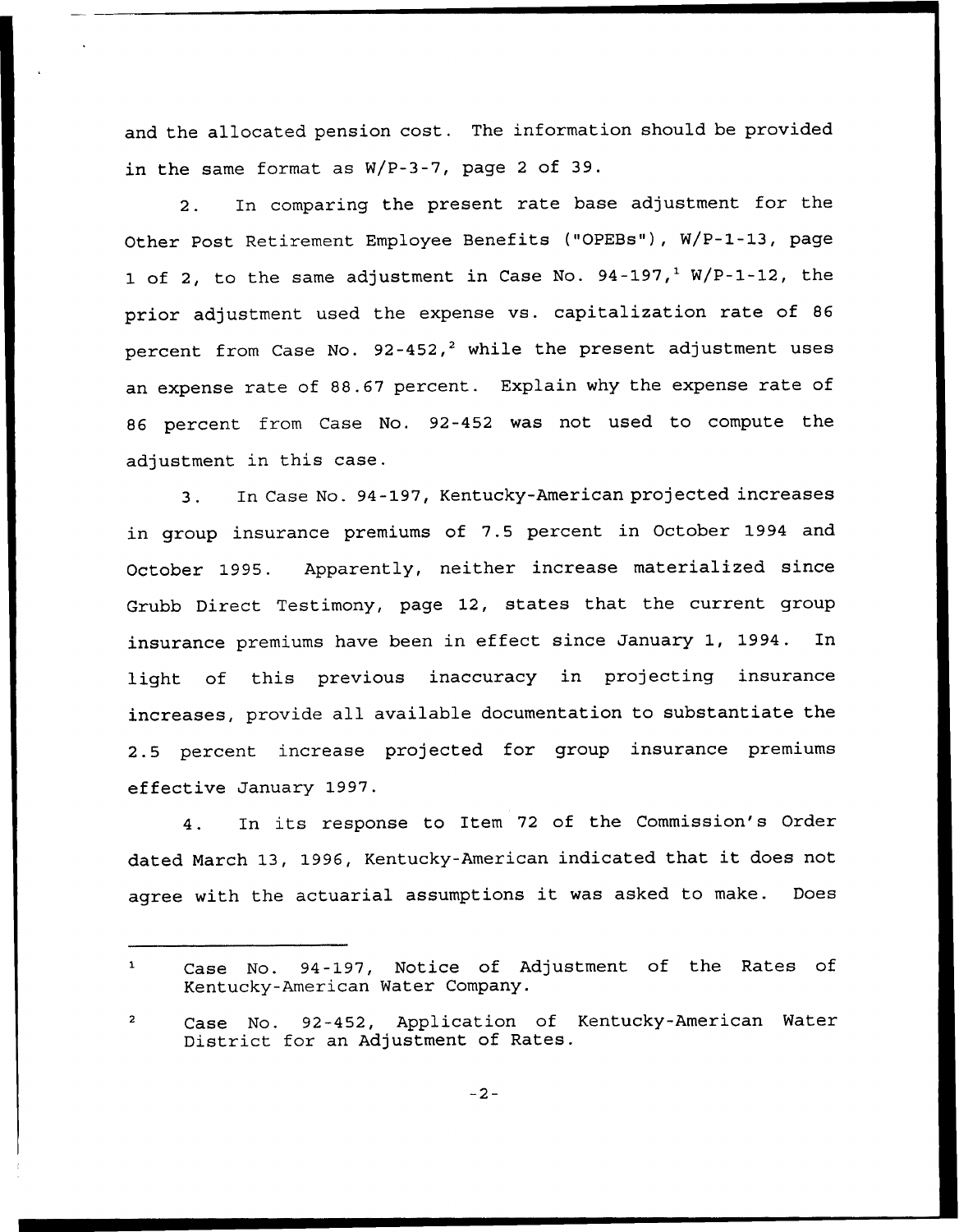and the allocated pension cost. The information should be provided in the same format as W/P-3-7, page 2 of 39.

2. In comparing the present rate base adjustment for the Other Post Retirement Employee Benefits ("OPEBs"), W/P-1-13, page 1 of 2, to the same adjustment in Case No. 94-197,[1] W/P-1-12, the prior adjustment used the expense vs. capitalization rate of 86 percent from Case No. 92-452,[2] while the present adjustment uses an expense rate of 88.67 percent. Explain why the expense rate of 86 percent from Case No. 92-452 was not used to compute the adjustment in this case.

3. In Case No. 94-197, Kentucky-American projected increases in group insurance premiums of 7.5 percent in October 1994 and October 1995. Apparently, neither increase materialized since Grubb Direct Testimony, page 12, states that the current group insurance premiums have been in effect since January 1, 1994. In light of this previous inaccuracy in projecting insurance increases, provide all available documentation to substantiate the 2.5 percent increase projected for group insurance premiums effective January 1997.

4. In its response to Item 72 of the Commission's Order dated March 13, 1996, Kentucky-American indicated that it does not agree with the actuarial assumptions it was asked to make. Does

---

[1] Case No. 94-197, Notice of Adjustment of the Rates of Kentucky-American Water Company.

[2] Case No. 92-452, Application of Kentucky-American Water District for an Adjustment of Rates.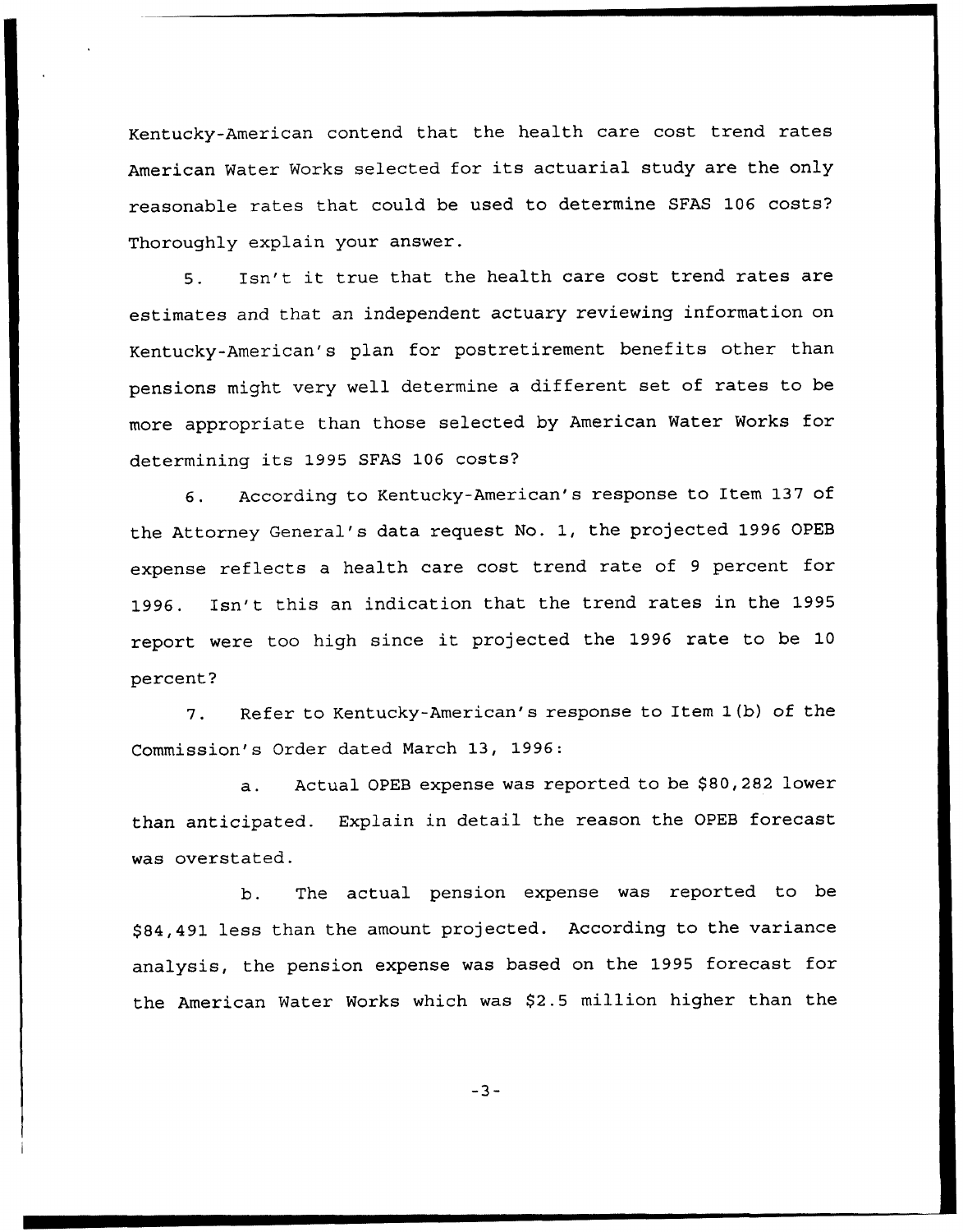Kentucky-American contend that the health care cost trend rates American Water Works selected for its actuarial study are the only reasonable rates that could be used to determine SFAS 106 costs? Thoroughly explain your answer.

5. Isn't it true that the health care cost trend rates are estimates and that an independent actuary reviewing information on Kentucky-American's plan for postretirement benefits other than pensions might very well determine a different set of rates to be more appropriate than those selected by American Water Works for determining its 1995 SFAS 106 costs?

6. According to Kentucky-American's response to Item 137 of the Attorney General's data request No. 1, the projected 1996 OPEB expense reflects a health care cost trend rate of 9 percent for 1996. Isn't this an indication that the trend rates in the 1995 report were too high since it projected the 1996 rate to be 10 percent?

7. Refer to Kentucky-American's response to Item 1(b) of the Commission's Order dated March 13, 1996:

a. Actual OPEB expense was reported to be $80,282 lower than anticipated. Explain in detail the reason the OPEB forecast was overstated.

b. The actual pension expense was reported to be $84,491 less than the amount projected. According to the variance analysis, the pension expense was based on the 1995 forecast for the American Water Works which was $2.5 million higher than the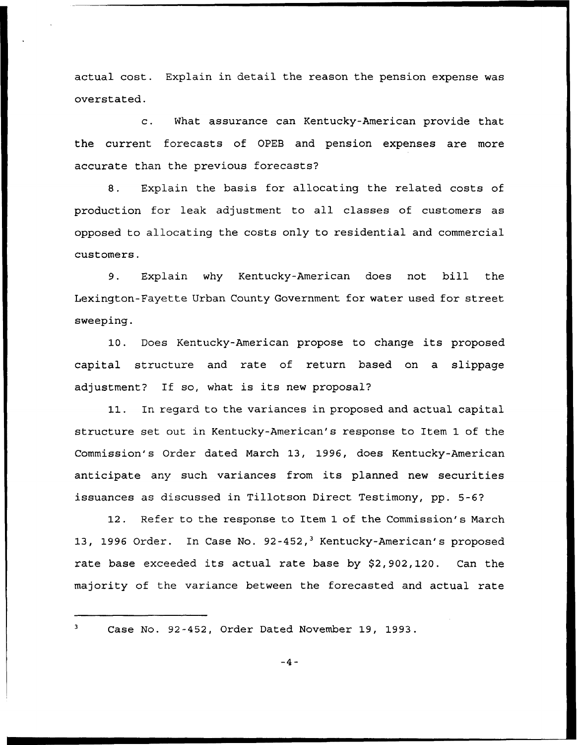actual cost. Explain in detail the reason the pension expense was overstated.

c. What assurance can Kentucky-American provide that the current forecasts of OPEB and pension expenses are more accurate than the previous forecasts?

8. Explain the basis for allocating the related costs of production for leak adjustment to all classes of customers as opposed to allocating the costs only to residential and commercial customers.

9. Explain why Kentucky-American does not bill the Lexington-Fayette Urban County Government for water used for street sweeping.

10. Does Kentucky-American propose to change its proposed capital structure and rate of return based on a slippage adjustment? If so, what is its new proposal?

11. In regard to the variances in proposed and actual capital structure set out in Kentucky-American's response to Item 1 of the Commission's Order dated March 13, 1996, does Kentucky-American anticipate any such variances from its planned new securities issuances as discussed in Tillotson Direct Testimony, pp. 5-6?

12. Refer to the response to Item 1 of the Commission's March 13, 1996 Order. In Case No. 92-452,[3] Kentucky-American's proposed rate base exceeded its actual rate base by $2,902,120. Can the majority of the variance between the forecasted and actual rate

[3] Case No. 92-452, Order Dated November 19, 1993.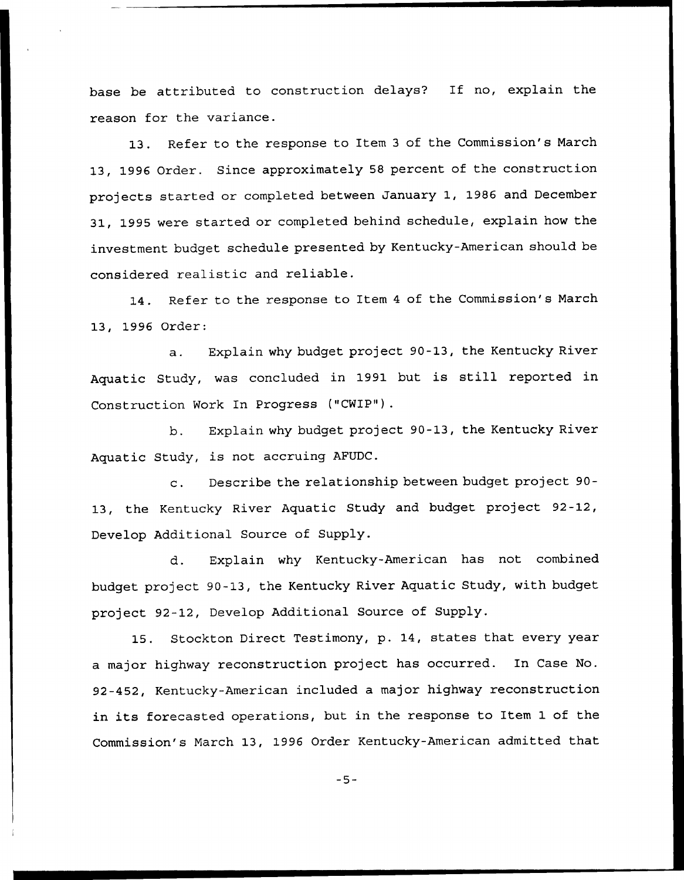base be attributed to construction delays? If no, explain the reason for the variance.

13. Refer to the response to Item 3 of the Commission's March 13, 1996 Order. Since approximately 58 percent of the construction projects started or completed between January 1, 1986 and December 31, 1995 were started or completed behind schedule, explain how the investment budget schedule presented by Kentucky-American should be considered realistic and reliable.

14. Refer to the response to Item 4 of the Commission's March 13, 1996 Order:

a. Explain why budget project 90-13, the Kentucky River Aquatic Study, was concluded in 1991 but is still reported in Construction Work In Progress ("CWIP").

b. Explain why budget project 90-13, the Kentucky River Aquatic Study, is not accruing AFUDC.

c. Describe the relationship between budget project 90-13, the Kentucky River Aquatic Study and budget project 92-12, Develop Additional Source of Supply.

d. Explain why Kentucky-American has not combined budget project 90-13, the Kentucky River Aquatic Study, with budget project 92-12, Develop Additional Source of Supply.

15. Stockton Direct Testimony, p. 14, states that every year a major highway reconstruction project has occurred. In Case No. 92-452, Kentucky-American included a major highway reconstruction in its forecasted operations, but in the response to Item 1 of the Commission's March 13, 1996 Order Kentucky-American admitted that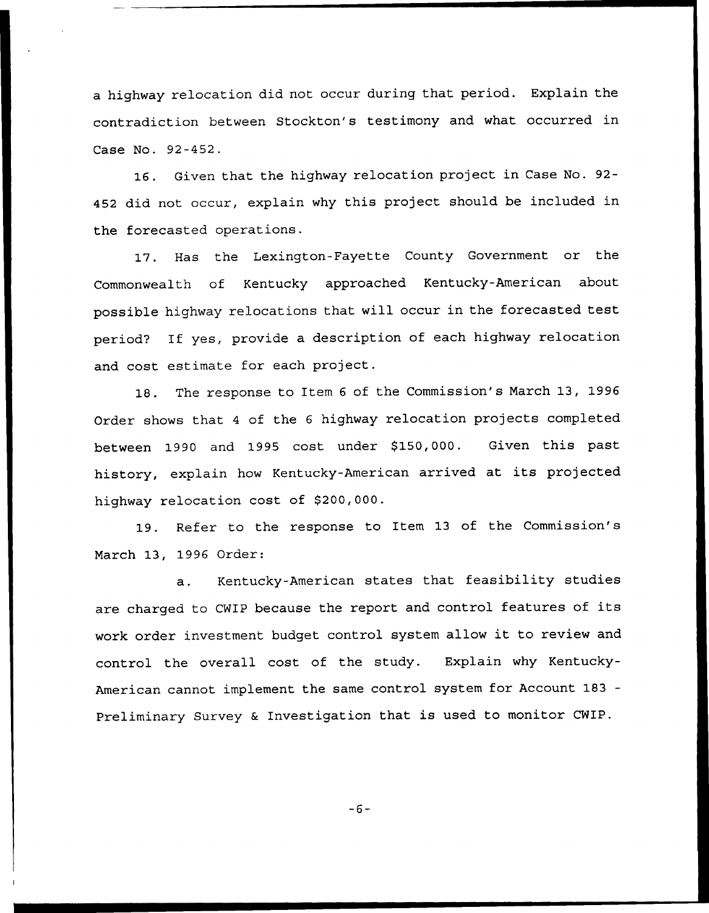a highway relocation did not occur during that period. Explain the contradiction between Stockton's testimony and what occurred in Case No. 92-452.

16. Given that the highway relocation project in Case No. 92-452 did not occur, explain why this project should be included in the forecasted operations.

17. Has the Lexington-Fayette County Government or the Commonwealth of Kentucky approached Kentucky-American about possible highway relocations that will occur in the forecasted test period? If yes, provide a description of each highway relocation and cost estimate for each project.

18. The response to Item 6 of the Commission's March 13, 1996 Order shows that 4 of the 6 highway relocation projects completed between 1990 and 1995 cost under $150,000. Given this past history, explain how Kentucky-American arrived at its projected highway relocation cost of $200,000.

19. Refer to the response to Item 13 of the Commission's March 13, 1996 Order:

a. Kentucky-American states that feasibility studies are charged to CWIP because the report and control features of its work order investment budget control system allow it to review and control the overall cost of the study. Explain why Kentucky-American cannot implement the same control system for Account 183 - Preliminary Survey & Investigation that is used to monitor CWIP.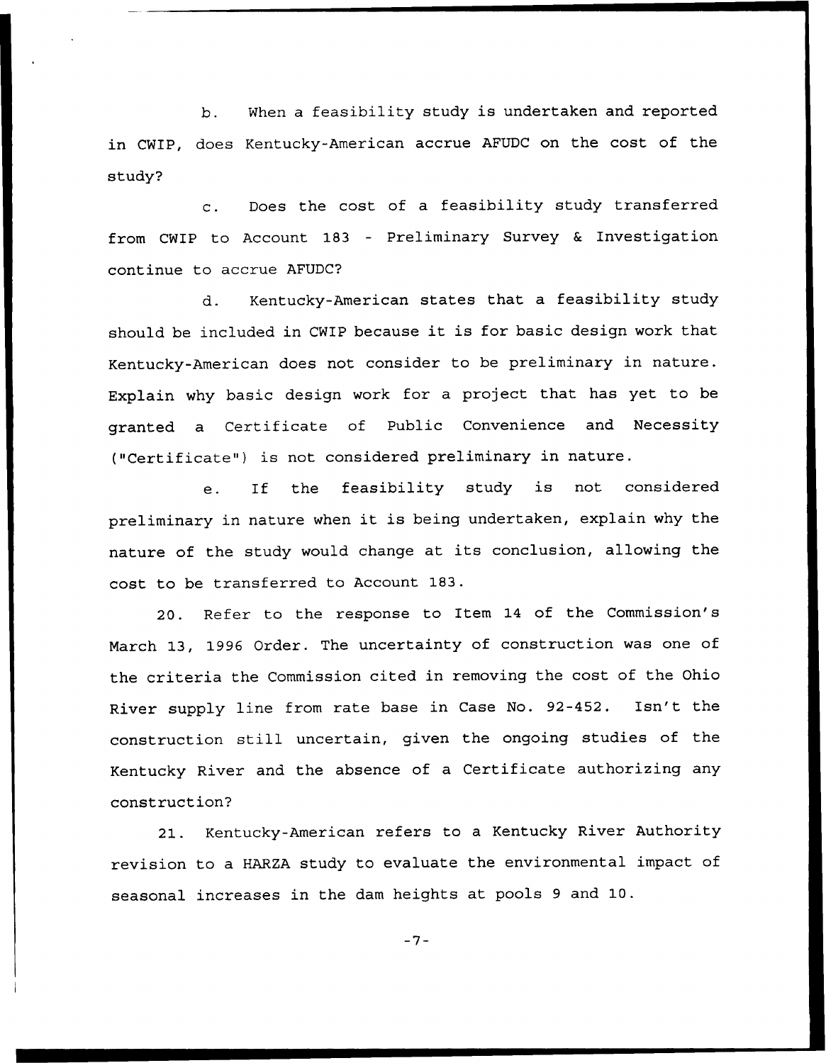b. When a feasibility study is undertaken and reported in CWIP, does Kentucky-American accrue AFUDC on the cost of the study?

c. Does the cost of a feasibility study transferred from CWIP to Account 183 - Preliminary Survey & Investigation continue to accrue AFUDC?

d. Kentucky-American states that a feasibility study should be included in CWIP because it is for basic design work that Kentucky-American does not consider to be preliminary in nature. Explain why basic design work for a project that has yet to be granted a Certificate of Public Convenience and Necessity ("Certificate") is not considered preliminary in nature.

e. If the feasibility study is not considered preliminary in nature when it is being undertaken, explain why the nature of the study would change at its conclusion, allowing the cost to be transferred to Account 183.

20. Refer to the response to Item 14 of the Commission's March 13, 1996 Order. The uncertainty of construction was one of the criteria the Commission cited in removing the cost of the Ohio River supply line from rate base in Case No. 92-452. Isn't the construction still uncertain, given the ongoing studies of the Kentucky River and the absence of a Certificate authorizing any construction?

21. Kentucky-American refers to a Kentucky River Authority revision to a HARZA study to evaluate the environmental impact of seasonal increases in the dam heights at pools 9 and 10.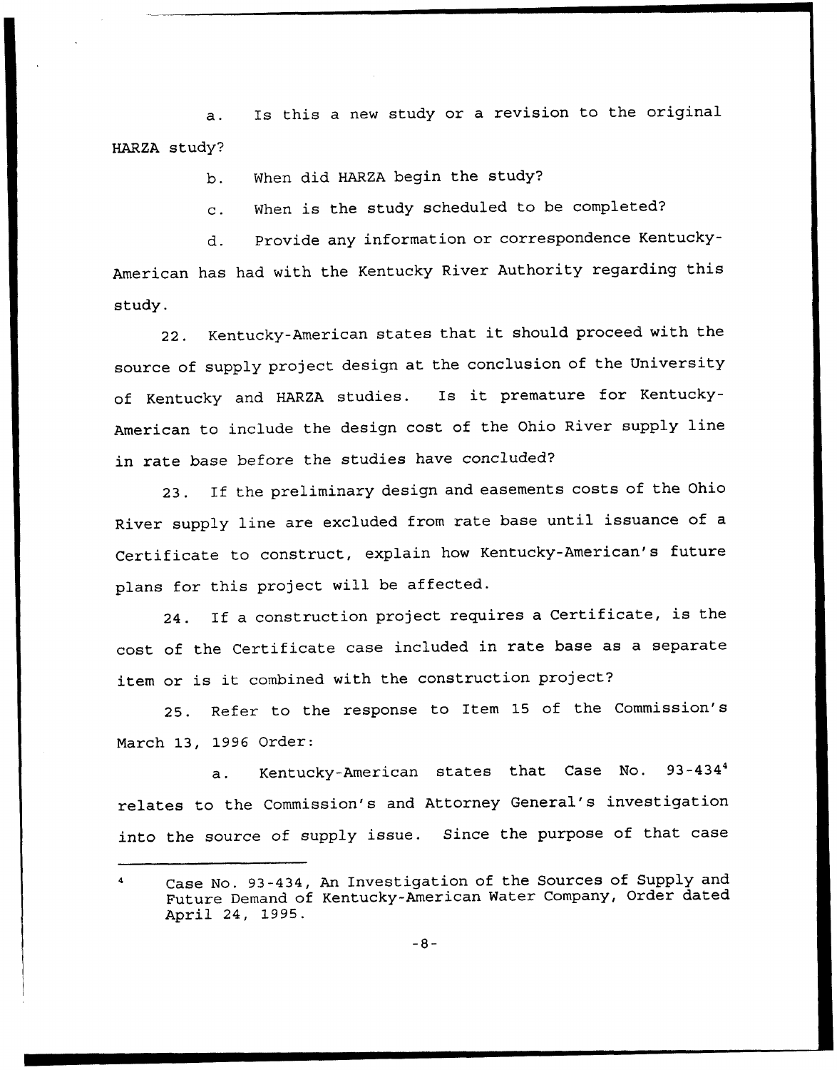a. Is this a new study or a revision to the original HARZA study?

b. When did HARZA begin the study?

c. When is the study scheduled to be completed?

d. Provide any information or correspondence Kentucky-American has had with the Kentucky River Authority regarding this study.

22. Kentucky-American states that it should proceed with the source of supply project design at the conclusion of the University of Kentucky and HARZA studies. Is it premature for Kentucky-American to include the design cost of the Ohio River supply line in rate base before the studies have concluded?

23. If the preliminary design and easements costs of the Ohio River supply line are excluded from rate base until issuance of a Certificate to construct, explain how Kentucky-American's future plans for this project will be affected.

24. If a construction project requires a Certificate, is the cost of the Certificate case included in rate base as a separate item or is it combined with the construction project?

25. Refer to the response to Item 15 of the Commission's March 13, 1996 Order:

a. Kentucky-American states that Case No. 93-434[4] relates to the Commission's and Attorney General's investigation into the source of supply issue. Since the purpose of that case

---

[4] Case No. 93-434, An Investigation of the Sources of Supply and Future Demand of Kentucky-American Water Company, Order dated April 24, 1995.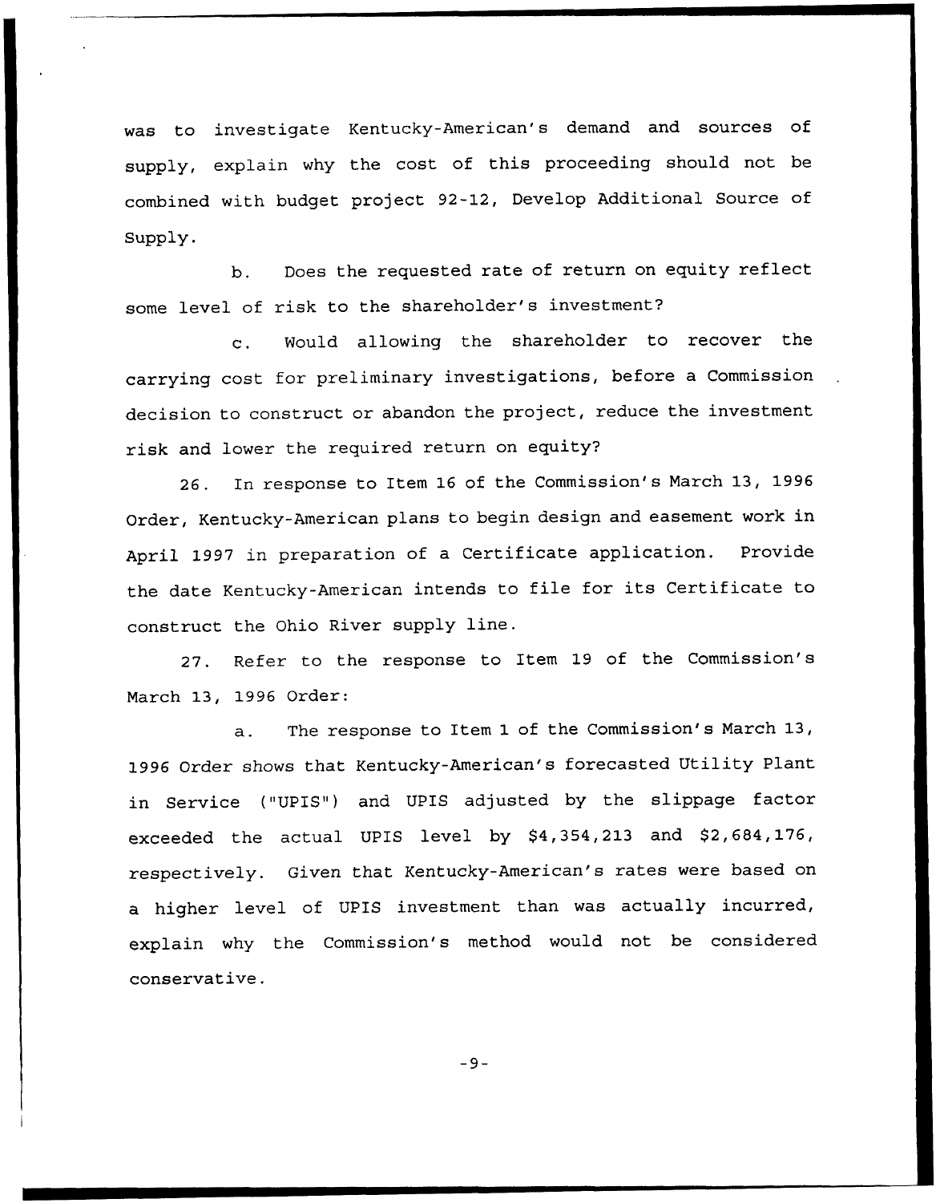was to investigate Kentucky-American's demand and sources of supply, explain why the cost of this proceeding should not be combined with budget project 92-12, Develop Additional Source of Supply.

b. Does the requested rate of return on equity reflect some level of risk to the shareholder's investment?

c. Would allowing the shareholder to recover the carrying cost for preliminary investigations, before a Commission decision to construct or abandon the project, reduce the investment risk and lower the required return on equity?

26. In response to Item 16 of the Commission's March 13, 1996 Order, Kentucky-American plans to begin design and easement work in April 1997 in preparation of a Certificate application. Provide the date Kentucky-American intends to file for its Certificate to construct the Ohio River supply line.

27. Refer to the response to Item 19 of the Commission's March 13, 1996 Order:

a. The response to Item 1 of the Commission's March 13, 1996 Order shows that Kentucky-American's forecasted Utility Plant in Service ("UPIS") and UPIS adjusted by the slippage factor exceeded the actual UPIS level by $4,354,213 and $2,684,176, respectively. Given that Kentucky-American's rates were based on a higher level of UPIS investment than was actually incurred, explain why the Commission's method would not be considered conservative.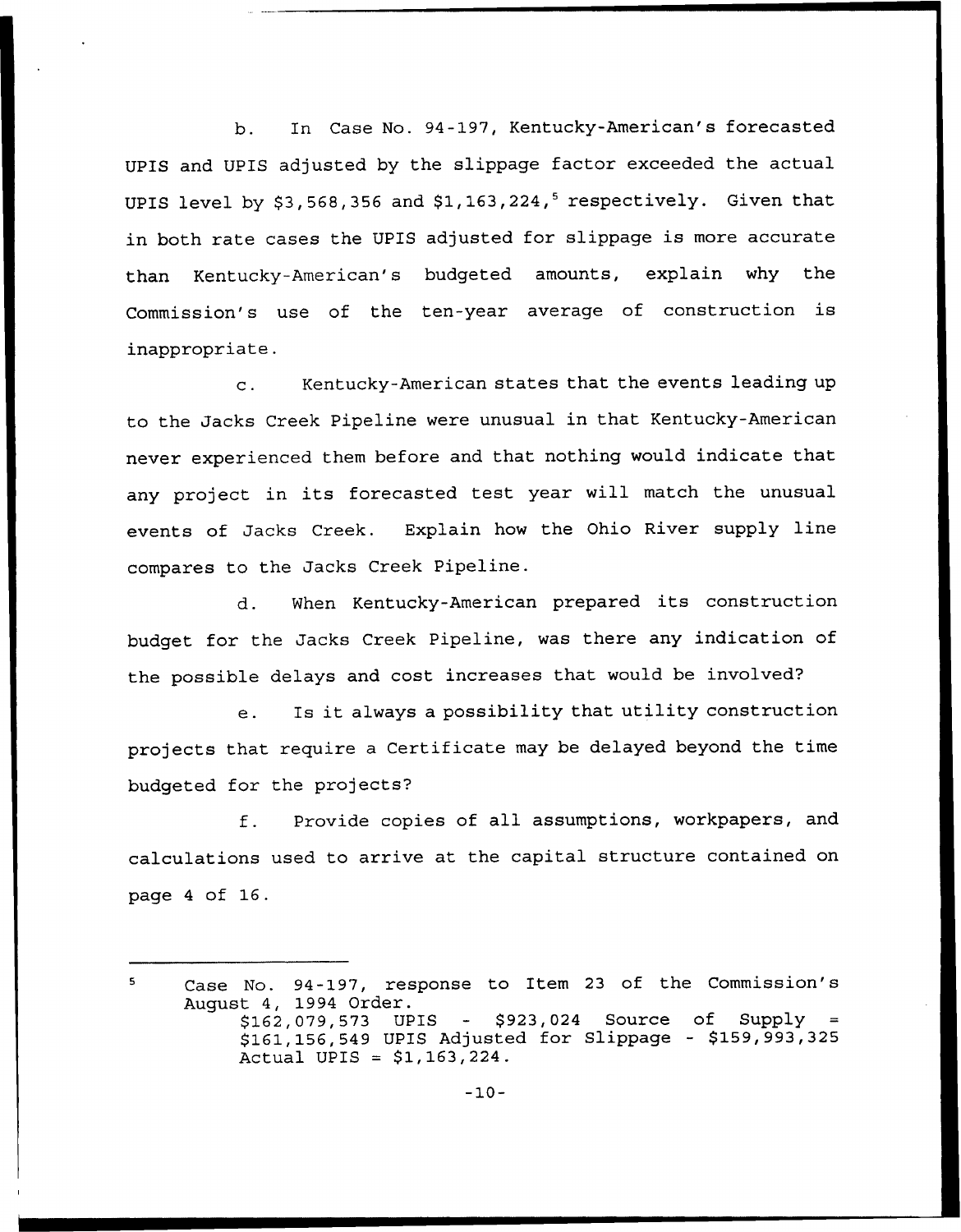b. In Case No. 94-197, Kentucky-American's forecasted UPIS and UPIS adjusted by the slippage factor exceeded the actual UPIS level by $3,568,356 and $1,163,224,[5] respectively. Given that in both rate cases the UPIS adjusted for slippage is more accurate than Kentucky-American's budgeted amounts, explain why the Commission's use of the ten-year average of construction is inappropriate.

c. Kentucky-American states that the events leading up to the Jacks Creek Pipeline were unusual in that Kentucky-American never experienced them before and that nothing would indicate that any project in its forecasted test year will match the unusual events of Jacks Creek. Explain how the Ohio River supply line compares to the Jacks Creek Pipeline.

d. When Kentucky-American prepared its construction budget for the Jacks Creek Pipeline, was there any indication of the possible delays and cost increases that would be involved?

e. Is it always a possibility that utility construction projects that require a Certificate may be delayed beyond the time budgeted for the projects?

f. Provide copies of all assumptions, workpapers, and calculations used to arrive at the capital structure contained on page 4 of 16.

---

[5] Case No. 94-197, response to Item 23 of the Commission's August 4, 1994 Order.
$162,079,573 UPIS - $923,024 Source of Supply = $161,156,549 UPIS Adjusted for Slippage - $159,993,325 Actual UPIS = $1,163,224.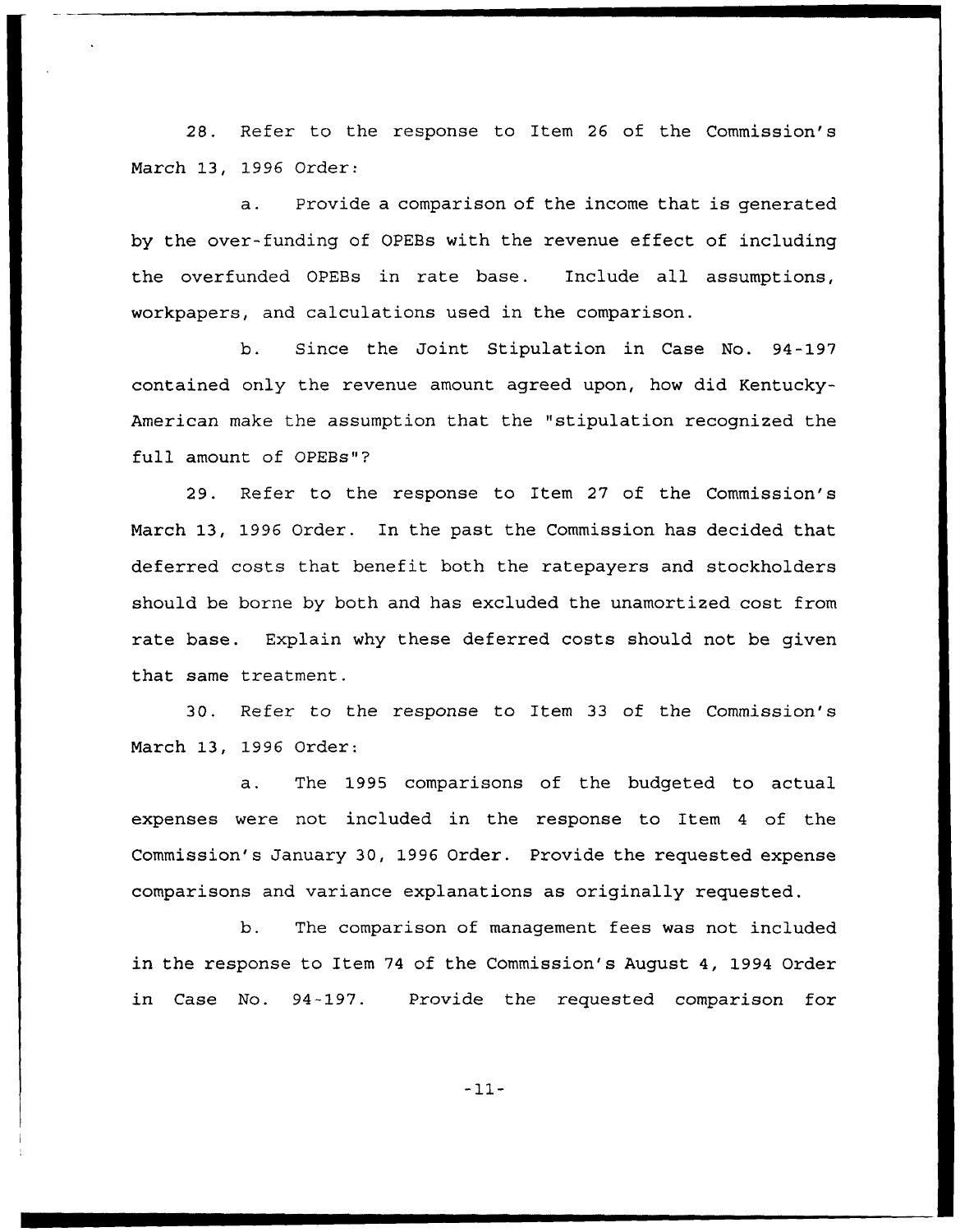28. Refer to the response to Item 26 of the Commission's March 13, 1996 Order:

a. Provide a comparison of the income that is generated by the over-funding of OPEBs with the revenue effect of including the overfunded OPEBs in rate base. Include all assumptions, workpapers, and calculations used in the comparison.

b. Since the Joint Stipulation in Case No. 94-197 contained only the revenue amount agreed upon, how did Kentucky-American make the assumption that the "stipulation recognized the full amount of OPEBs"?

29. Refer to the response to Item 27 of the Commission's March 13, 1996 Order. In the past the Commission has decided that deferred costs that benefit both the ratepayers and stockholders should be borne by both and has excluded the unamortized cost from rate base. Explain why these deferred costs should not be given that same treatment.

30. Refer to the response to Item 33 of the Commission's March 13, 1996 Order:

a. The 1995 comparisons of the budgeted to actual expenses were not included in the response to Item 4 of the Commission's January 30, 1996 Order. Provide the requested expense comparisons and variance explanations as originally requested.

b. The comparison of management fees was not included in the response to Item 74 of the Commission's August 4, 1994 Order in Case No. 94-197. Provide the requested comparison for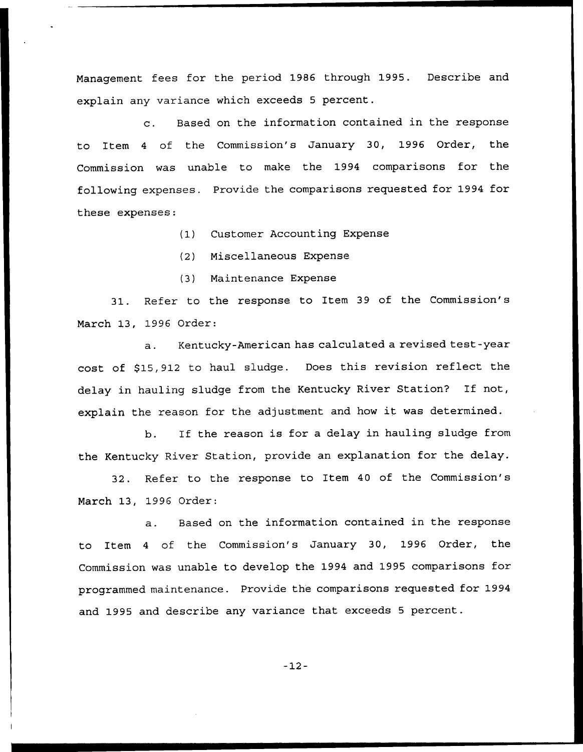Management fees for the period 1986 through 1995. Describe and explain any variance which exceeds 5 percent.

c. Based on the information contained in the response to Item 4 of the Commission's January 30, 1996 Order, the Commission was unable to make the 1994 comparisons for the following expenses. Provide the comparisons requested for 1994 for these expenses:

(1) Customer Accounting Expense

(2) Miscellaneous Expense

(3) Maintenance Expense

31. Refer to the response to Item 39 of the Commission's March 13, 1996 Order:

a. Kentucky-American has calculated a revised test-year cost of $15,912 to haul sludge. Does this revision reflect the delay in hauling sludge from the Kentucky River Station? If not, explain the reason for the adjustment and how it was determined.

b. If the reason is for a delay in hauling sludge from the Kentucky River Station, provide an explanation for the delay.

32. Refer to the response to Item 40 of the Commission's March 13, 1996 Order:

a. Based on the information contained in the response to Item 4 of the Commission's January 30, 1996 Order, the Commission was unable to develop the 1994 and 1995 comparisons for programmed maintenance. Provide the comparisons requested for 1994 and 1995 and describe any variance that exceeds 5 percent.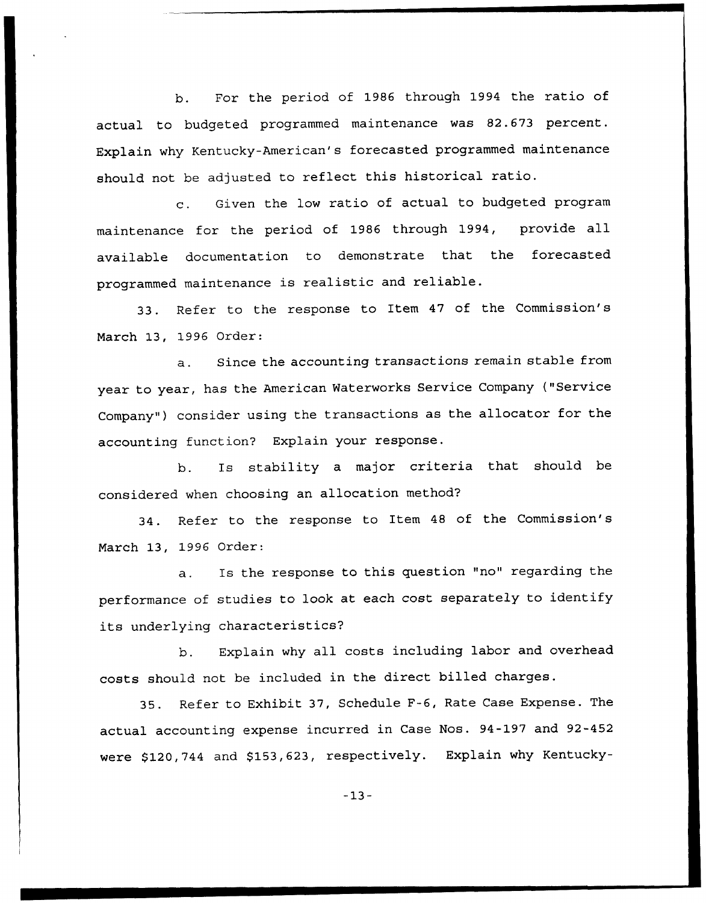b. For the period of 1986 through 1994 the ratio of actual to budgeted programmed maintenance was 82.673 percent. Explain why Kentucky-American's forecasted programmed maintenance should not be adjusted to reflect this historical ratio.

c. Given the low ratio of actual to budgeted program maintenance for the period of 1986 through 1994, provide all available documentation to demonstrate that the forecasted programmed maintenance is realistic and reliable.

33. Refer to the response to Item 47 of the Commission's March 13, 1996 Order:

a. Since the accounting transactions remain stable from year to year, has the American Waterworks Service Company ("Service Company") consider using the transactions as the allocator for the accounting function? Explain your response.

b. Is stability a major criteria that should be considered when choosing an allocation method?

34. Refer to the response to Item 48 of the Commission's March 13, 1996 Order:

a. Is the response to this question "no" regarding the performance of studies to look at each cost separately to identify its underlying characteristics?

b. Explain why all costs including labor and overhead costs should not be included in the direct billed charges.

35. Refer to Exhibit 37, Schedule F-6, Rate Case Expense. The actual accounting expense incurred in Case Nos. 94-197 and 92-452 were $120,744 and $153,623, respectively. Explain why Kentucky-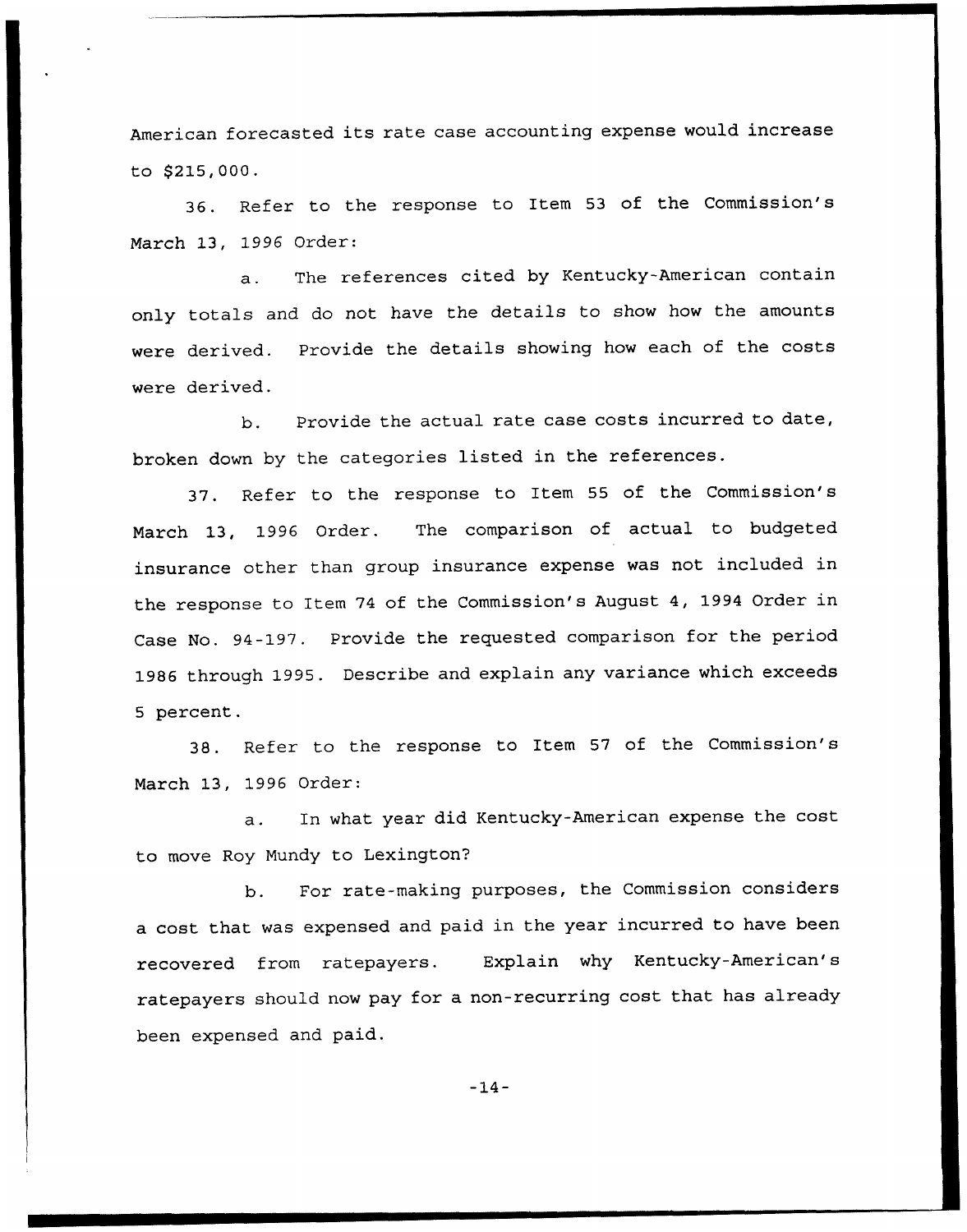American forecasted its rate case accounting expense would increase to $215,000.

36. Refer to the response to Item 53 of the Commission's March 13, 1996 Order:

a. The references cited by Kentucky-American contain only totals and do not have the details to show how the amounts were derived. Provide the details showing how each of the costs were derived.

b. Provide the actual rate case costs incurred to date, broken down by the categories listed in the references.

37. Refer to the response to Item 55 of the Commission's March 13, 1996 Order. The comparison of actual to budgeted insurance other than group insurance expense was not included in the response to Item 74 of the Commission's August 4, 1994 Order in Case No. 94-197. Provide the requested comparison for the period 1986 through 1995. Describe and explain any variance which exceeds 5 percent.

38. Refer to the response to Item 57 of the Commission's March 13, 1996 Order:

a. In what year did Kentucky-American expense the cost to move Roy Mundy to Lexington?

b. For rate-making purposes, the Commission considers a cost that was expensed and paid in the year incurred to have been recovered from ratepayers. Explain why Kentucky-American's ratepayers should now pay for a non-recurring cost that has already been expensed and paid.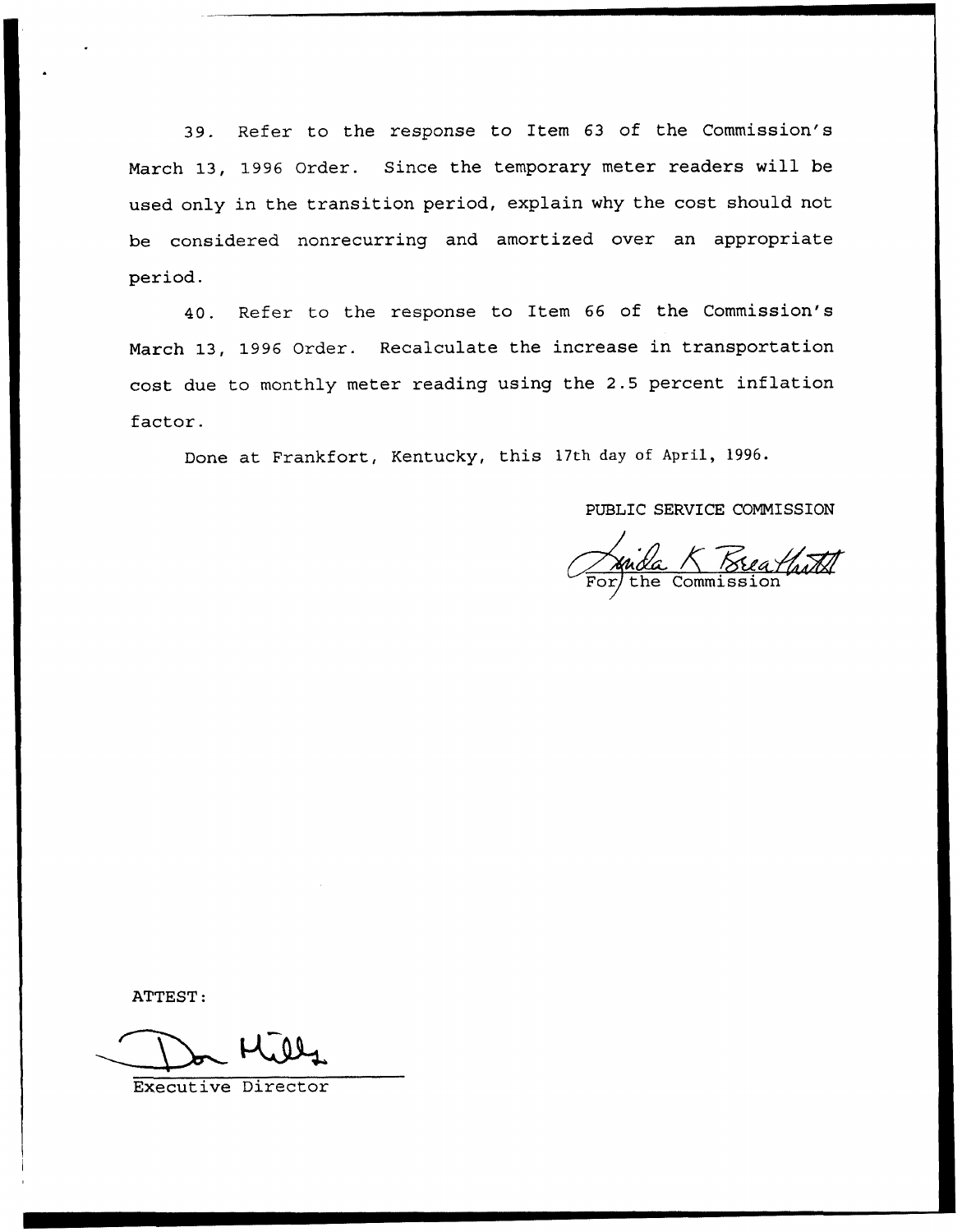39. Refer to the response to Item 63 of the Commission's March 13, 1996 Order. Since the temporary meter readers will be used only in the transition period, explain why the cost should not be considered nonrecurring and amortized over an appropriate period.

40. Refer to the response to Item 66 of the Commission's March 13, 1996 Order. Recalculate the increase in transportation cost due to monthly meter reading using the 2.5 percent inflation factor.

Done at Frankfort, Kentucky, this 17th day of April, 1996.

PUBLIC SERVICE COMMISSION

For the Commission

ATTEST:

Executive Director